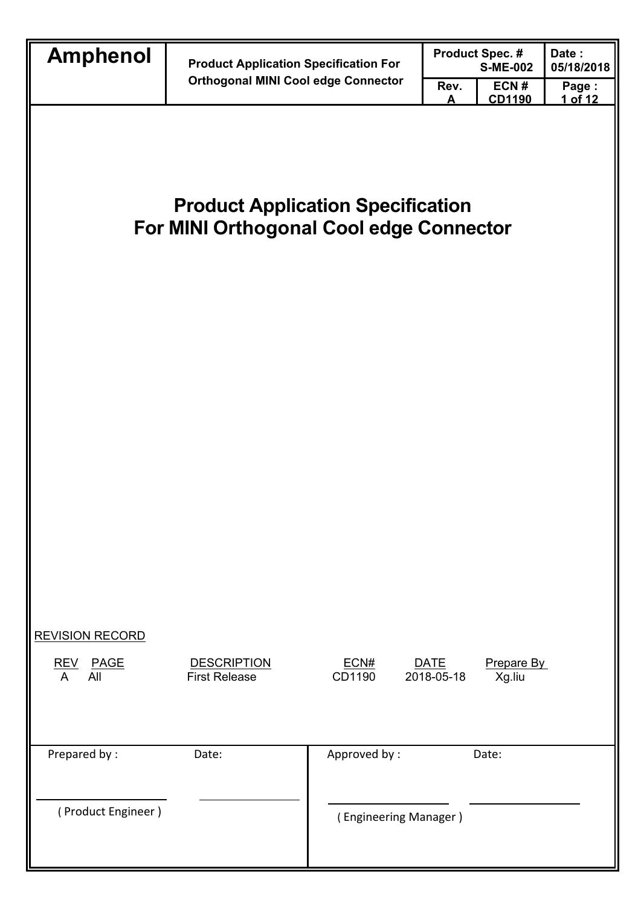# Product Application Specification
# For MINI Orthogonal Cool edge Connector

REVISION RECORD

| REV | PAGE | DESCRIPTION | ECN# | DATE | Prepare By |
| --- | --- | --- | --- | --- | --- |
| A | All | First Release | CD1190 | 2018-05-18 | Xg.liu |

| Prepared by : | Date: | Approved by : | Date: |
| --- | --- | --- | --- |
| ( Product Engineer ) | | ( Engineering Manager ) | |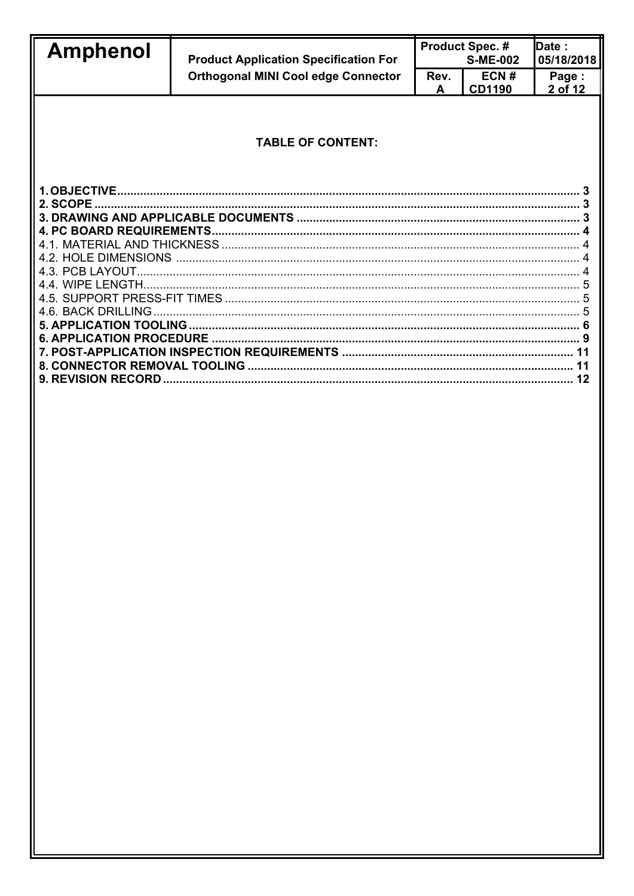**TABLE OF CONTENT:**

**1. OBJECTIVE** ........................................................................................................................................ **3**
**2. SCOPE** .................................................................................................................................................. **3**
**3. DRAWING AND APPLICABLE DOCUMENTS** .................................................................................... **3**
**4. PC BOARD REQUIREMENTS** ............................................................................................................. **4**
4.1. MATERIAL AND THICKNESS .............................................................................................................. 4
4.2. HOLE DIMENSIONS ............................................................................................................................. 4
4.3. PCB LAYOUT ........................................................................................................................................ 4
4.4. WIPE LENGTH ...................................................................................................................................... 5
4.5. SUPPORT PRESS-FIT TIMES .............................................................................................................. 5
4.6. BACK DRILLING ................................................................................................................................... 5
**5. APPLICATION TOOLING** ..................................................................................................................... **6**
**6. APPLICATION PROCEDURE** .............................................................................................................. **9**
**7. POST-APPLICATION INSPECTION REQUIREMENTS** ..................................................................... **11**
**8. CONNECTOR REMOVAL TOOLING** .................................................................................................. **11**
**9. REVISION RECORD** ........................................................................................................................... **12**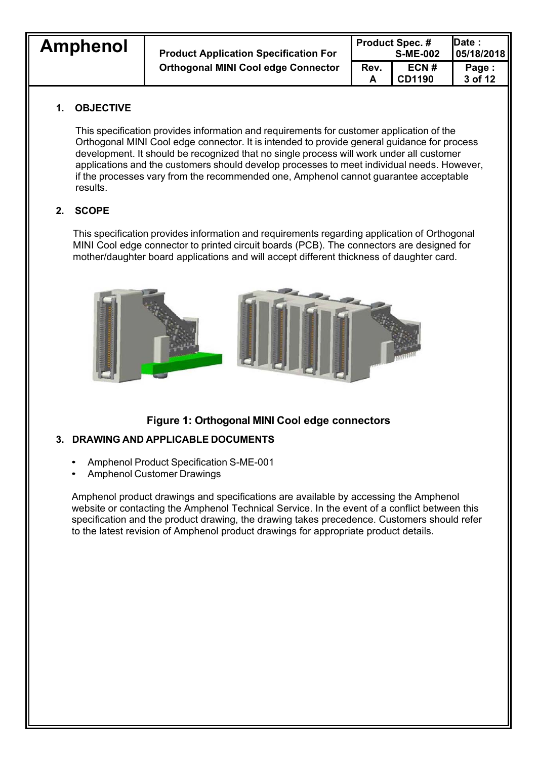## 1. OBJECTIVE

This specification provides information and requirements for customer application of the Orthogonal MINI Cool edge connector. It is intended to provide general guidance for process development. It should be recognized that no single process will work under all customer applications and the customers should develop processes to meet individual needs. However, if the processes vary from the recommended one, Amphenol cannot guarantee acceptable results.

## 2. SCOPE

This specification provides information and requirements regarding application of Orthogonal MINI Cool edge connector to printed circuit boards (PCB). The connectors are designed for mother/daughter board applications and will accept different thickness of daughter card.

**Figure 1: Orthogonal MINI Cool edge connectors**

## 3. DRAWING AND APPLICABLE DOCUMENTS

- Amphenol Product Specification S-ME-001
- Amphenol Customer Drawings

Amphenol product drawings and specifications are available by accessing the Amphenol website or contacting the Amphenol Technical Service. In the event of a conflict between this specification and the product drawing, the drawing takes precedence. Customers should refer to the latest revision of Amphenol product drawings for appropriate product details.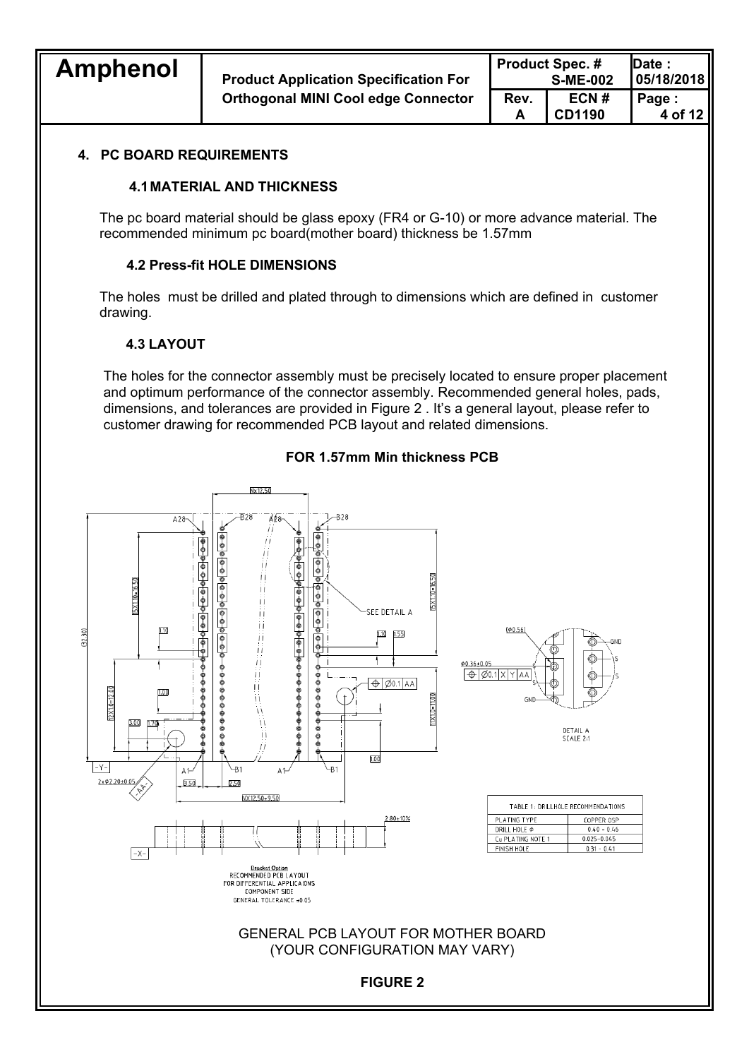## 4. PC BOARD REQUIREMENTS

### 4.1 MATERIAL AND THICKNESS

The pc board material should be glass epoxy (FR4 or G-10) or more advance material. The recommended minimum pc board(mother board) thickness be 1.57mm

### 4.2 Press-fit HOLE DIMENSIONS

The holes must be drilled and plated through to dimensions which are defined in customer drawing.

### 4.3 LAYOUT

The holes for the connector assembly must be precisely located to ensure proper placement and optimum performance of the connector assembly. Recommended general holes, pads, dimensions, and tolerances are provided in Figure 2 . It's a general layout, please refer to customer drawing for recommended PCB layout and related dimensions.

**FOR 1.57mm Min thickness PCB**

| TABLE 1: DRILLHOLE RECOMMENDATIONS | |
|---|---|
| PLATING TYPE | COPPER OSP |
| DRILL HOLE Φ | 0.40 - 0.46 |
| Cu PLATING NOTE 1 | 0.025-0.045 |
| FINISH HOLE | 0.31 - 0.41 |

Bracket Option
RECOMMENDED PCB LAYOUT
FOR DIFFERENTIAL APPLICATIONS
COMPONENT SIDE
GENERAL TOLERANCE ±0.05

GENERAL PCB LAYOUT FOR MOTHER BOARD
(YOUR CONFIGURATION MAY VARY)

**FIGURE 2**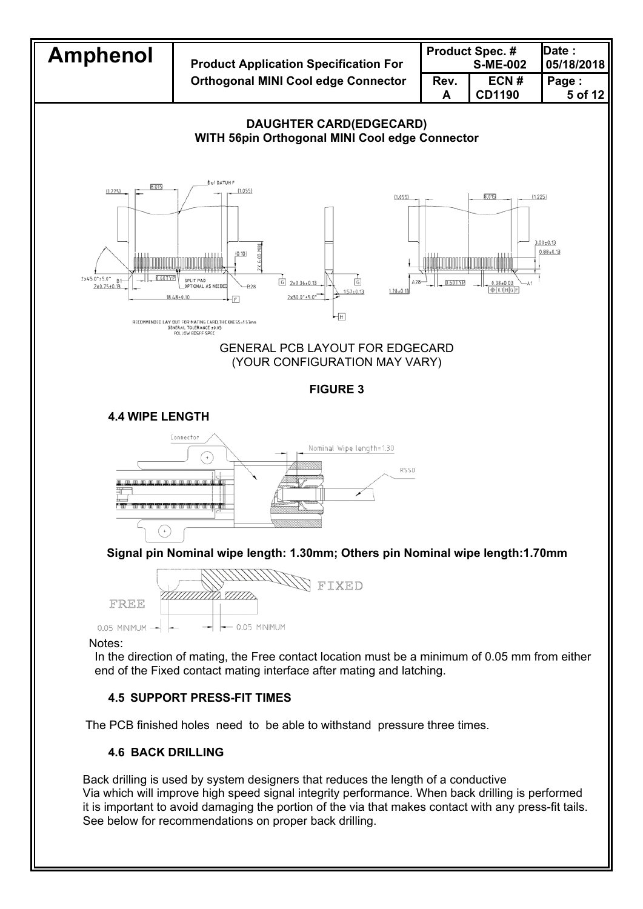## DAUGHTER CARD(EDGECARD)
## WITH 56pin Orthogonal MINI Cool edge Connector

GENERAL PCB LAYOUT FOR EDGECARD
(YOUR CONFIGURATION MAY VARY)

**FIGURE 3**

### 4.4 WIPE LENGTH

**Signal pin Nominal wipe length: 1.30mm; Others pin Nominal wipe length:1.70mm**

Notes:

In the direction of mating, the Free contact location must be a minimum of 0.05 mm from either end of the Fixed contact mating interface after mating and latching.

### 4.5 SUPPORT PRESS-FIT TIMES

The PCB finished holes need to be able to withstand pressure three times.

### 4.6 BACK DRILLING

Back drilling is used by system designers that reduces the length of a conductive Via which will improve high speed signal integrity performance. When back drilling is performed it is important to avoid damaging the portion of the via that makes contact with any press-fit tails. See below for recommendations on proper back drilling.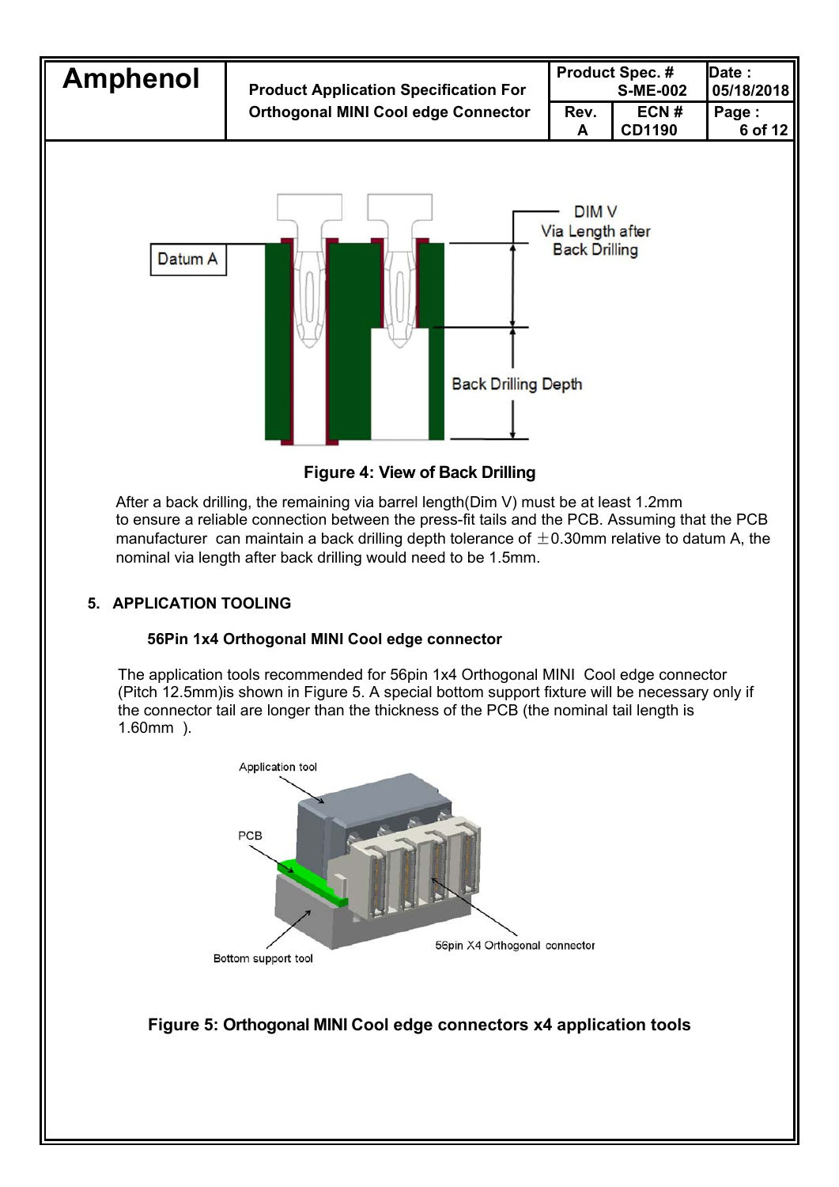**Figure 4: View of Back Drilling**

After a back drilling, the remaining via barrel length(Dim V) must be at least 1.2mm to ensure a reliable connection between the press-fit tails and the PCB. Assuming that the PCB manufacturer can maintain a back drilling depth tolerance of ±0.30mm relative to datum A, the nominal via length after back drilling would need to be 1.5mm.

## 5. APPLICATION TOOLING

### 56Pin 1x4 Orthogonal MINI Cool edge connector

The application tools recommended for 56pin 1x4 Orthogonal MINI Cool edge connector (Pitch 12.5mm)is shown in Figure 5. A special bottom support fixture will be necessary only if the connector tail are longer than the thickness of the PCB (the nominal tail length is 1.60mm ).

**Figure 5: Orthogonal MINI Cool edge connectors x4 application tools**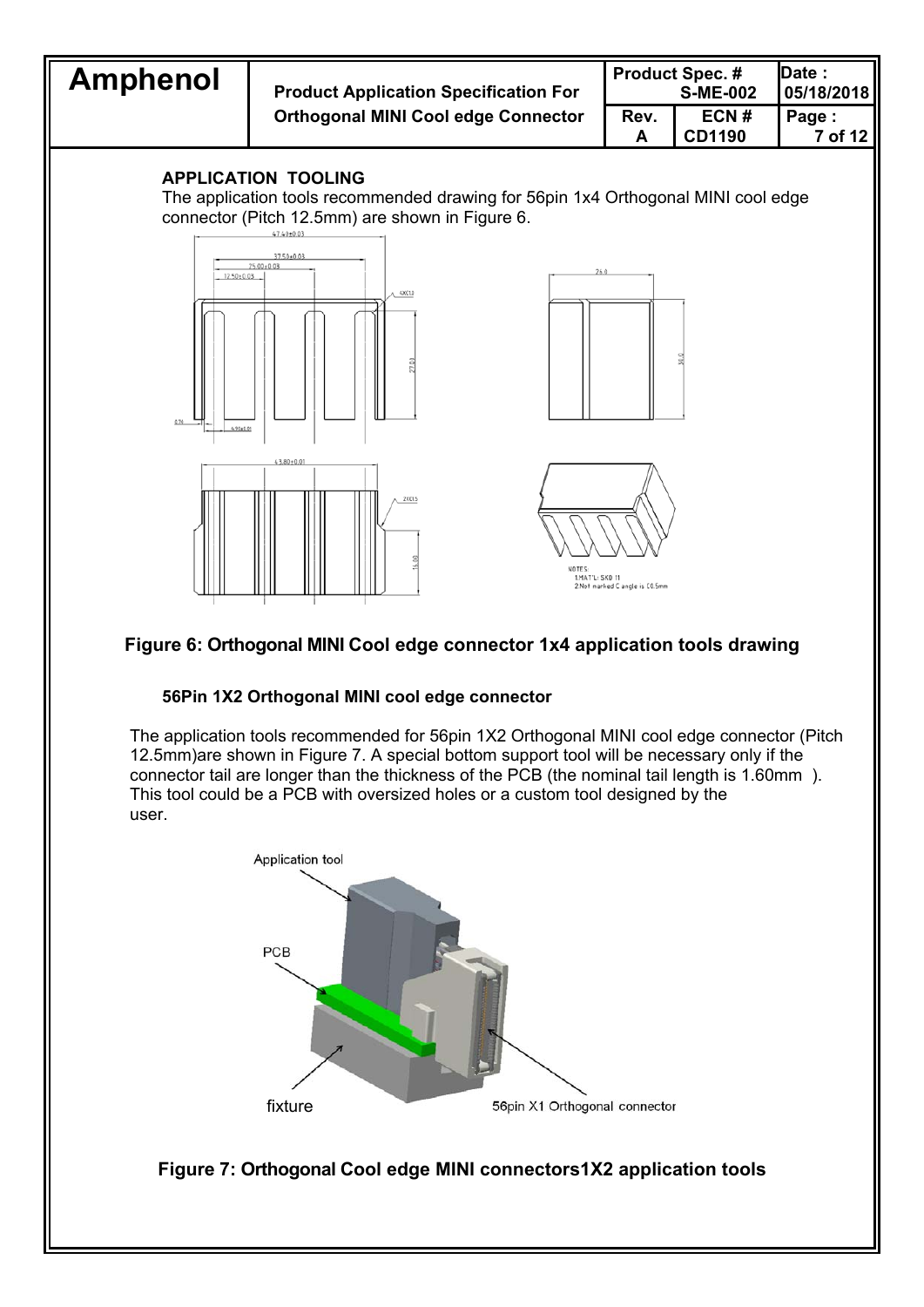## APPLICATION TOOLING

The application tools recommended drawing for 56pin 1x4 Orthogonal MINI cool edge connector (Pitch 12.5mm) are shown in Figure 6.

**Figure 6: Orthogonal MINI Cool edge connector 1x4 application tools drawing**

### 56Pin 1X2 Orthogonal MINI cool edge connector

The application tools recommended for 56pin 1X2 Orthogonal MINI cool edge connector (Pitch 12.5mm)are shown in Figure 7. A special bottom support tool will be necessary only if the connector tail are longer than the thickness of the PCB (the nominal tail length is 1.60mm ). This tool could be a PCB with oversized holes or a custom tool designed by the user.

**Figure 7: Orthogonal Cool edge MINI connectors1X2 application tools**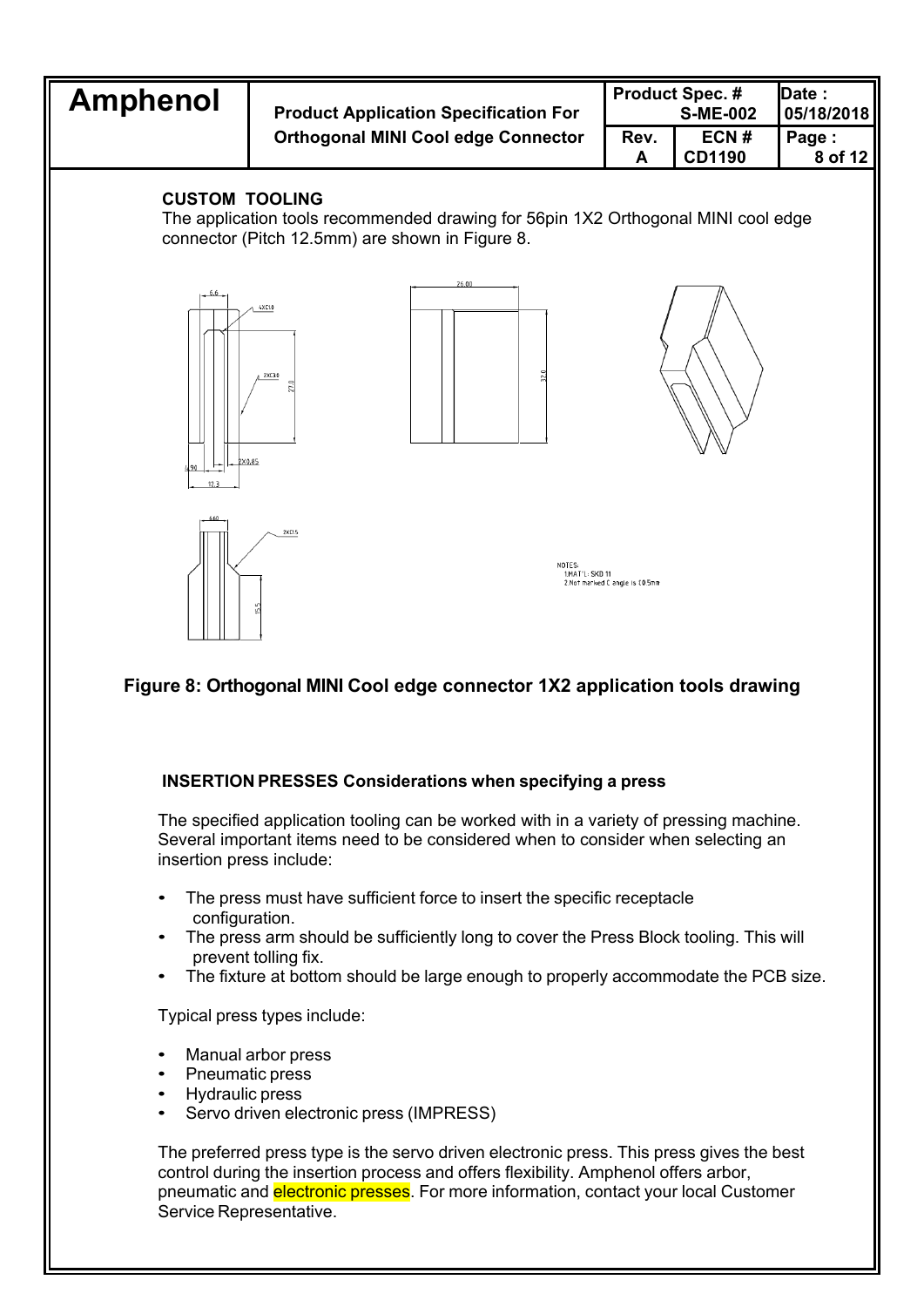## CUSTOM TOOLING

The application tools recommended drawing for 56pin 1X2 Orthogonal MINI cool edge connector (Pitch 12.5mm) are shown in Figure 8.

NOTES:
1.MAT'L: SKD 11
2.Not marked C angle is C0.5mm

**Figure 8: Orthogonal MINI Cool edge connector 1X2 application tools drawing**

## INSERTION PRESSES Considerations when specifying a press

The specified application tooling can be worked with in a variety of pressing machine. Several important items need to be considered when to consider when selecting an insertion press include:

- The press must have sufficient force to insert the specific receptacle configuration.
- The press arm should be sufficiently long to cover the Press Block tooling. This will prevent tolling fix.
- The fixture at bottom should be large enough to properly accommodate the PCB size.

Typical press types include:

- Manual arbor press
- Pneumatic press
- Hydraulic press
- Servo driven electronic press (IMPRESS)

The preferred press type is the servo driven electronic press. This press gives the best control during the insertion process and offers flexibility. Amphenol offers arbor, pneumatic and electronic presses. For more information, contact your local Customer Service Representative.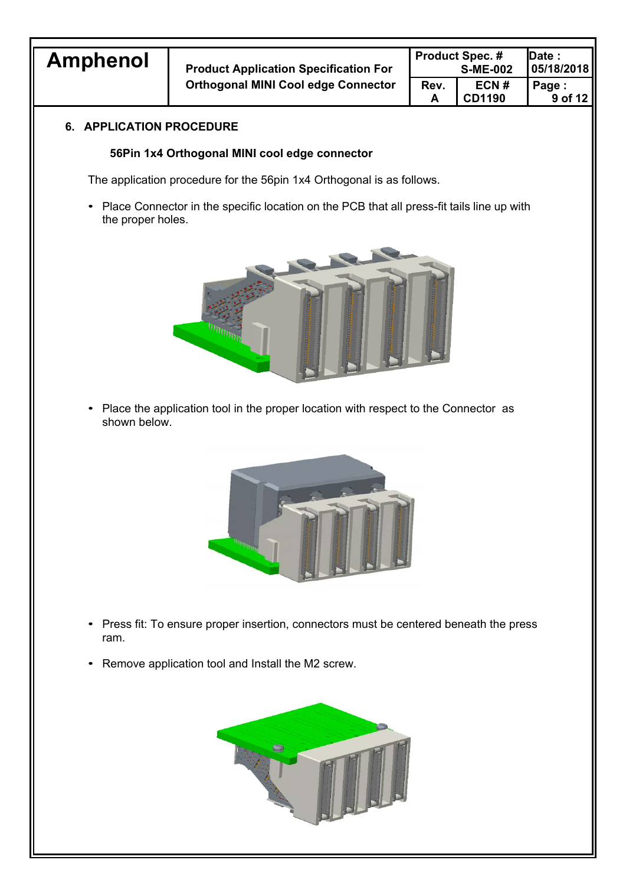## 6. APPLICATION PROCEDURE

### 56Pin 1x4 Orthogonal MINI cool edge connector

The application procedure for the 56pin 1x4 Orthogonal is as follows.

- Place Connector in the specific location on the PCB that all press-fit tails line up with the proper holes.

- Place the application tool in the proper location with respect to the Connector as shown below.

- Press fit: To ensure proper insertion, connectors must be centered beneath the press ram.

- Remove application tool and Install the M2 screw.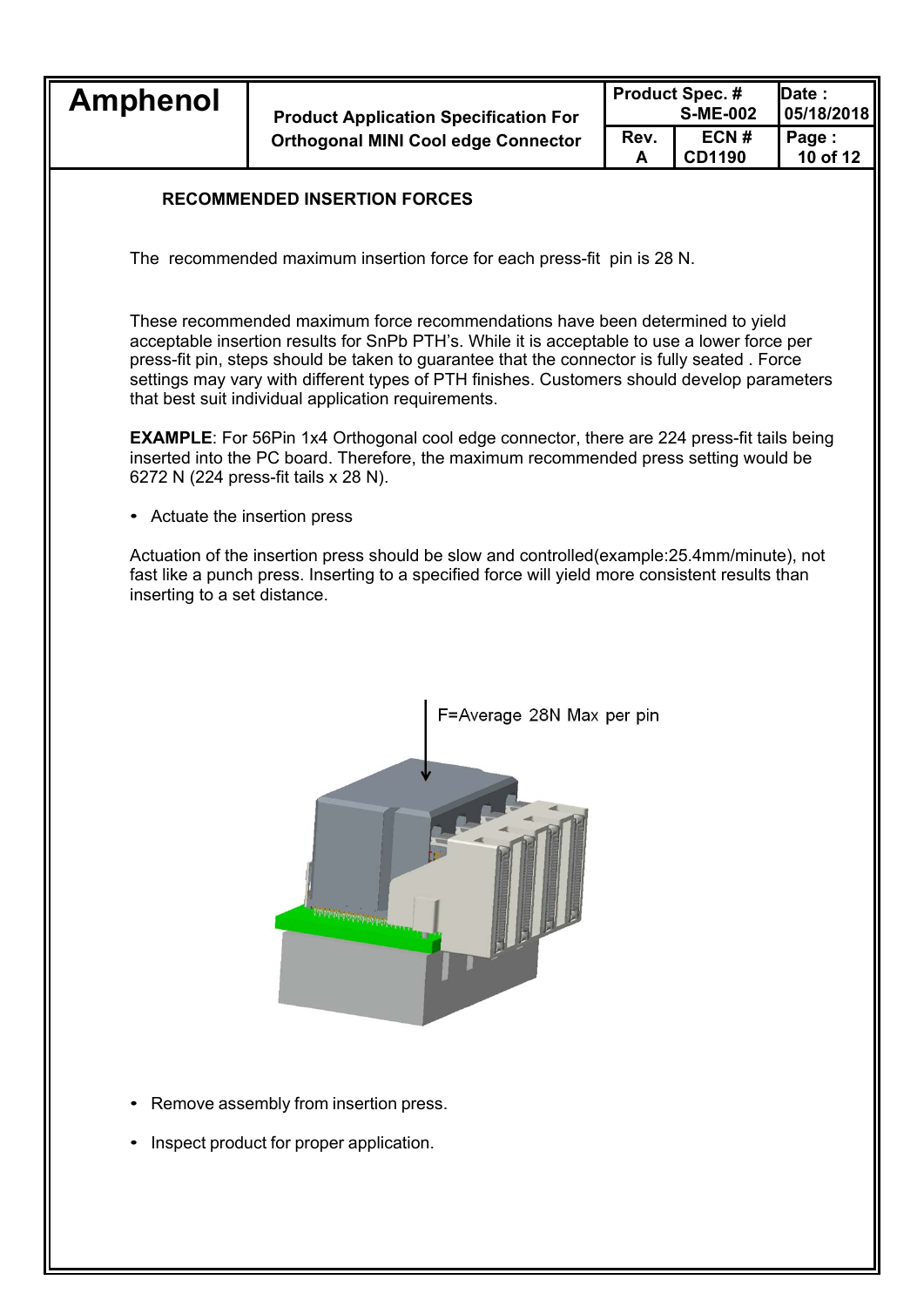## RECOMMENDED INSERTION FORCES

The recommended maximum insertion force for each press-fit pin is 28 N.

These recommended maximum force recommendations have been determined to yield acceptable insertion results for SnPb PTH's. While it is acceptable to use a lower force per press-fit pin, steps should be taken to guarantee that the connector is fully seated . Force settings may vary with different types of PTH finishes. Customers should develop parameters that best suit individual application requirements.

**EXAMPLE**: For 56Pin 1x4 Orthogonal cool edge connector, there are 224 press-fit tails being inserted into the PC board. Therefore, the maximum recommended press setting would be 6272 N (224 press-fit tails x 28 N).

- Actuate the insertion press

Actuation of the insertion press should be slow and controlled(example:25.4mm/minute), not fast like a punch press. Inserting to a specified force will yield more consistent results than inserting to a set distance.

F=Average 28N Max per pin

- Remove assembly from insertion press.
- Inspect product for proper application.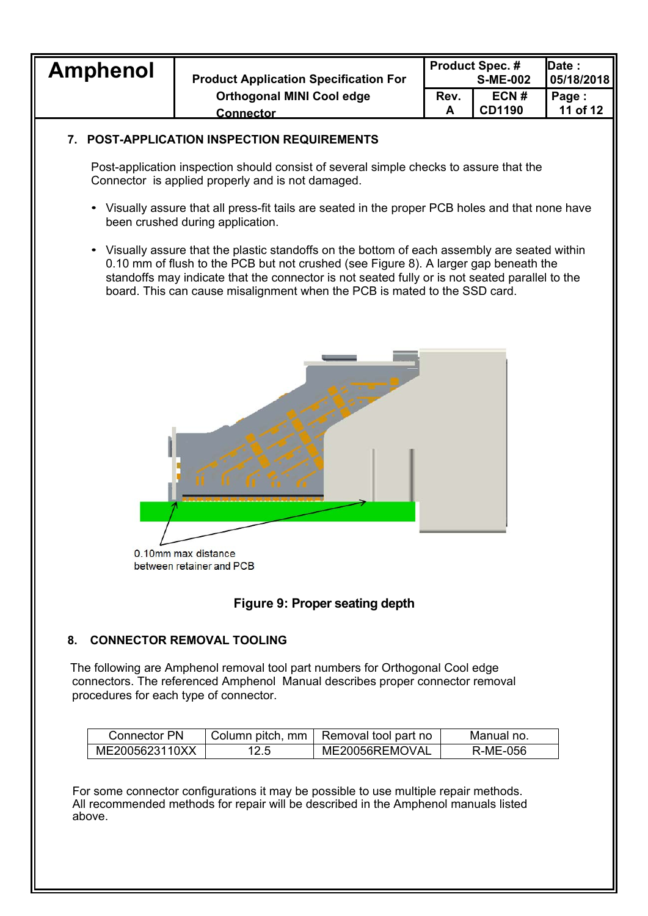## 7. POST-APPLICATION INSPECTION REQUIREMENTS

Post-application inspection should consist of several simple checks to assure that the Connector is applied properly and is not damaged.

- Visually assure that all press-fit tails are seated in the proper PCB holes and that none have been crushed during application.
- Visually assure that the plastic standoffs on the bottom of each assembly are seated within 0.10 mm of flush to the PCB but not crushed (see Figure 8). A larger gap beneath the standoffs may indicate that the connector is not seated fully or is not seated parallel to the board. This can cause misalignment when the PCB is mated to the SSD card.

0.10mm max distance between retainer and PCB

**Figure 9: Proper seating depth**

## 8. CONNECTOR REMOVAL TOOLING

The following are Amphenol removal tool part numbers for Orthogonal Cool edge connectors. The referenced Amphenol Manual describes proper connector removal procedures for each type of connector.

| Connector PN | Column pitch, mm | Removal tool part no | Manual no. |
|---|---|---|---|
| ME2005623110XX | 12.5 | ME20056REMOVAL | R-ME-056 |

For some connector configurations it may be possible to use multiple repair methods. All recommended methods for repair will be described in the Amphenol manuals listed above.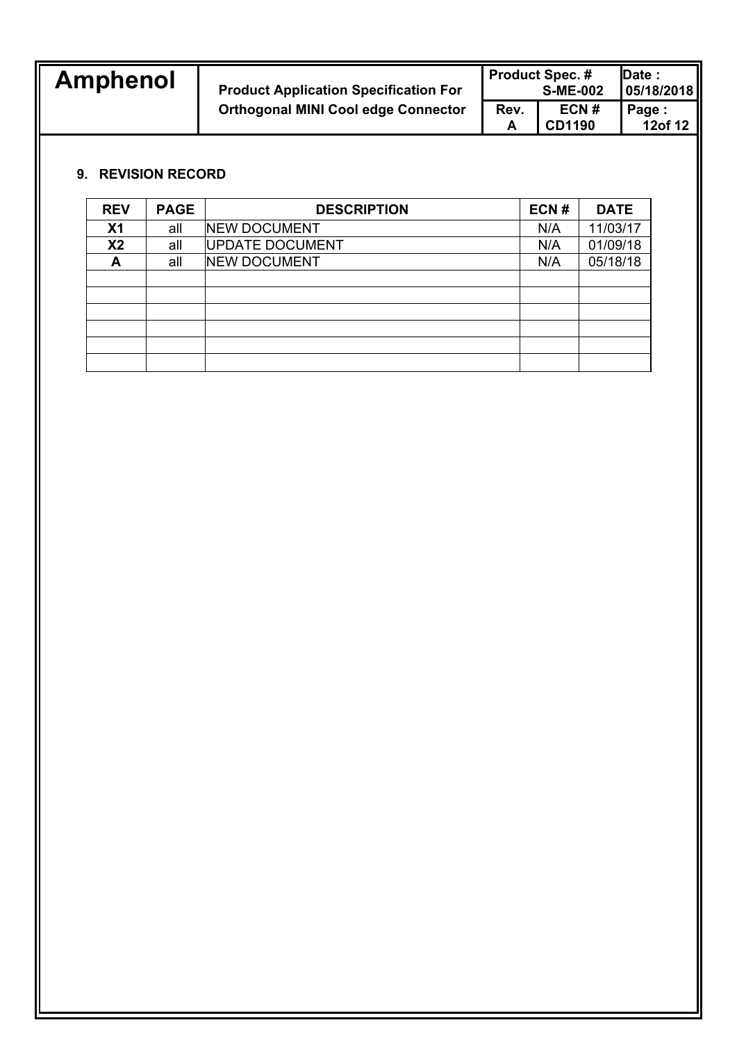## 9. REVISION RECORD

| REV | PAGE | DESCRIPTION | ECN # | DATE |
|---|---|---|---|---|
| X1 | all | NEW DOCUMENT | N/A | 11/03/17 |
| X2 | all | UPDATE DOCUMENT | N/A | 01/09/18 |
| A | all | NEW DOCUMENT | N/A | 05/18/18 |
| | | | | |
| | | | | |
| | | | | |
| | | | | |
| | | | | |
| | | | | |